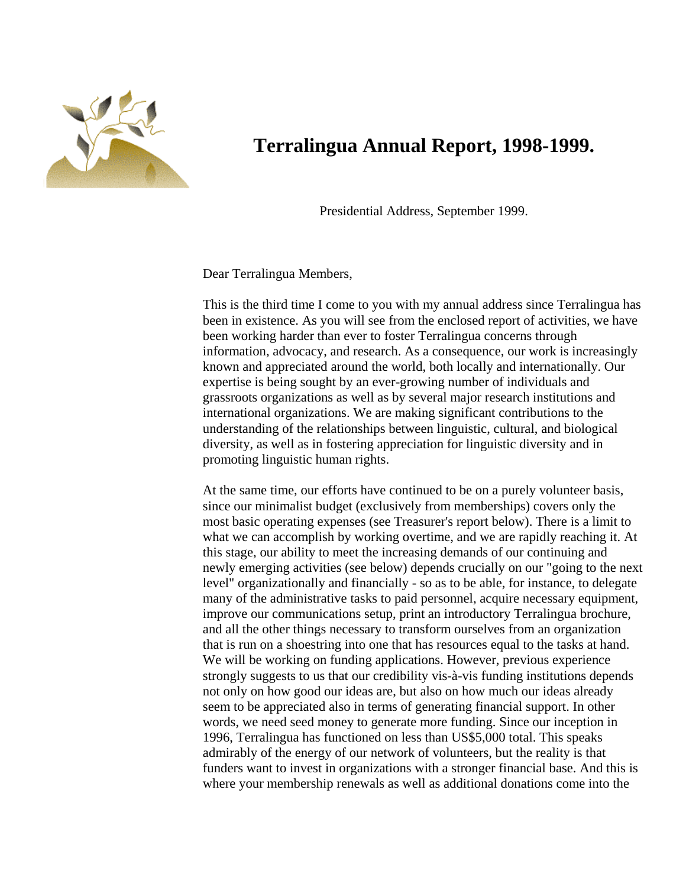# Terralingua Annual Report, 1998-1999.

Presidential Address, September 1999.

Dear Terralingua Members,

This is the third time I come to you with my annual address since Terralingua has been in existence. As you will see from the enclosed report of activities, we have been working harder than ever to foster Terralingua concerns through information, advocacy, and research. As a consequence, our work is increasingly known and appreciated around the world, both locally and internationally. Our expertise is being sought by an ever-growing number of individuals and grassroots organizations as well as by several major research institutions and international organizations. We are making significant contributions to the understanding of the relationships between linguistic, cultural, and biological diversity, as well as in fostering appreciation for linguistic diversity and in promoting linguistic human rights.

At the same time, our efforts have continued to be on a purely volunteer basis, since our minimalist budget (exclusively from memberships) covers only the most basic operating expenses (see Treasurer's report below). There is a limit to what we can accomplish by working overtime, and we are rapidly reaching it. At this stage, our ability to meet the increasing demands of our continuing and newly emerging activities (see below) depends crucially on our "going to the next level" organizationally and financially - so as to be able, for instance, to delegate many of the administrative tasks to paid personnel, acquire necessary equipment, improve our communications setup, print an introductory Terralingua brochure, and all the other things necessary to transform ourselves from an organization that is run on a shoestring into one that has resources equal to the tasks at hand. We will be working on funding applications. However, previous experience strongly suggests to us that our credibility vis-à-vis funding institutions depends not only on how good our ideas are, but also on how much our ideas already seem to be appreciated also in terms of generating financial support. In other words, we need seed money to generate more funding. Since our inception in 1996, Terralingua has functioned on less than US$5,000 total. This speaks admirably of the energy of our network of volunteers, but the reality is that funders want to invest in organizations with a stronger financial base. And this is where your membership renewals as well as additional donations come into the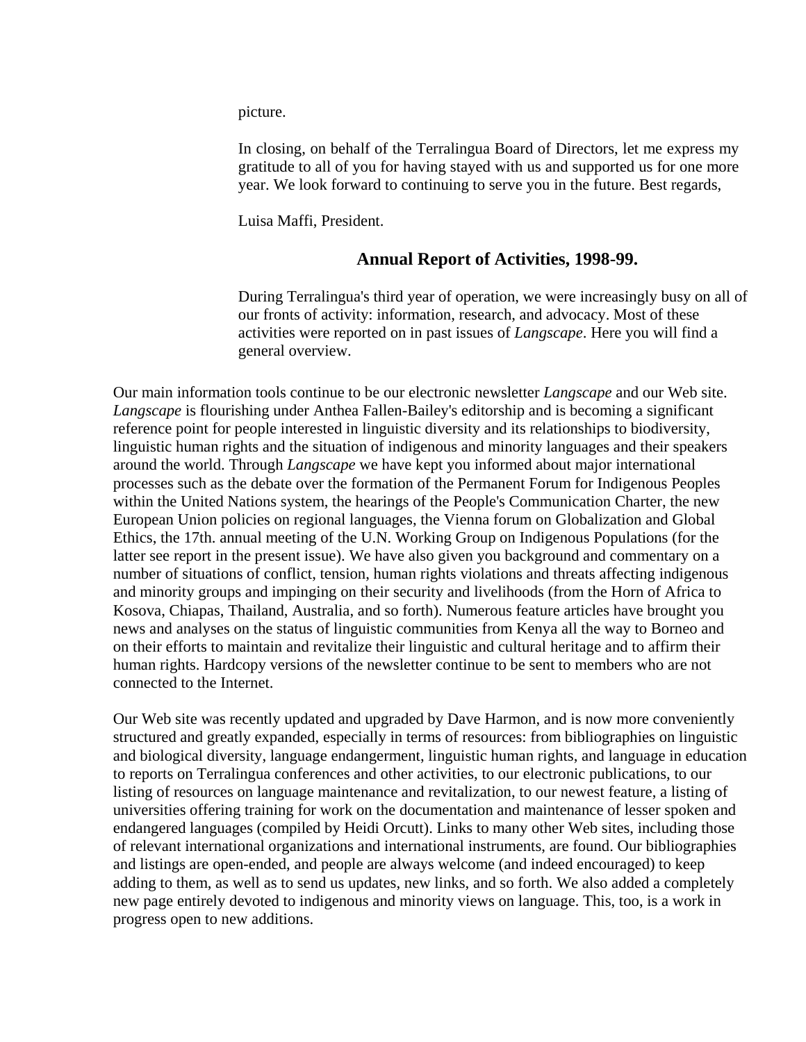picture.

In closing, on behalf of the Terralingua Board of Directors, let me express my gratitude to all of you for having stayed with us and supported us for one more year. We look forward to continuing to serve you in the future. Best regards,

Luisa Maffi, President.

## Annual Report of Activities, 1998-99.

During Terralingua's third year of operation, we were increasingly busy on all of our fronts of activity: information, research, and advocacy. Most of these activities were reported on in past issues of *Langscape*. Here you will find a general overview.

Our main information tools continue to be our electronic newsletter *Langscape* and our Web site. *Langscape* is flourishing under Anthea Fallen-Bailey's editorship and is becoming a significant reference point for people interested in linguistic diversity and its relationships to biodiversity, linguistic human rights and the situation of indigenous and minority languages and their speakers around the world. Through *Langscape* we have kept you informed about major international processes such as the debate over the formation of the Permanent Forum for Indigenous Peoples within the United Nations system, the hearings of the People's Communication Charter, the new European Union policies on regional languages, the Vienna forum on Globalization and Global Ethics, the 17th. annual meeting of the U.N. Working Group on Indigenous Populations (for the latter see report in the present issue). We have also given you background and commentary on a number of situations of conflict, tension, human rights violations and threats affecting indigenous and minority groups and impinging on their security and livelihoods (from the Horn of Africa to Kosova, Chiapas, Thailand, Australia, and so forth). Numerous feature articles have brought you news and analyses on the status of linguistic communities from Kenya all the way to Borneo and on their efforts to maintain and revitalize their linguistic and cultural heritage and to affirm their human rights. Hardcopy versions of the newsletter continue to be sent to members who are not connected to the Internet.

Our Web site was recently updated and upgraded by Dave Harmon, and is now more conveniently structured and greatly expanded, especially in terms of resources: from bibliographies on linguistic and biological diversity, language endangerment, linguistic human rights, and language in education to reports on Terralingua conferences and other activities, to our electronic publications, to our listing of resources on language maintenance and revitalization, to our newest feature, a listing of universities offering training for work on the documentation and maintenance of lesser spoken and endangered languages (compiled by Heidi Orcutt). Links to many other Web sites, including those of relevant international organizations and international instruments, are found. Our bibliographies and listings are open-ended, and people are always welcome (and indeed encouraged) to keep adding to them, as well as to send us updates, new links, and so forth. We also added a completely new page entirely devoted to indigenous and minority views on language. This, too, is a work in progress open to new additions.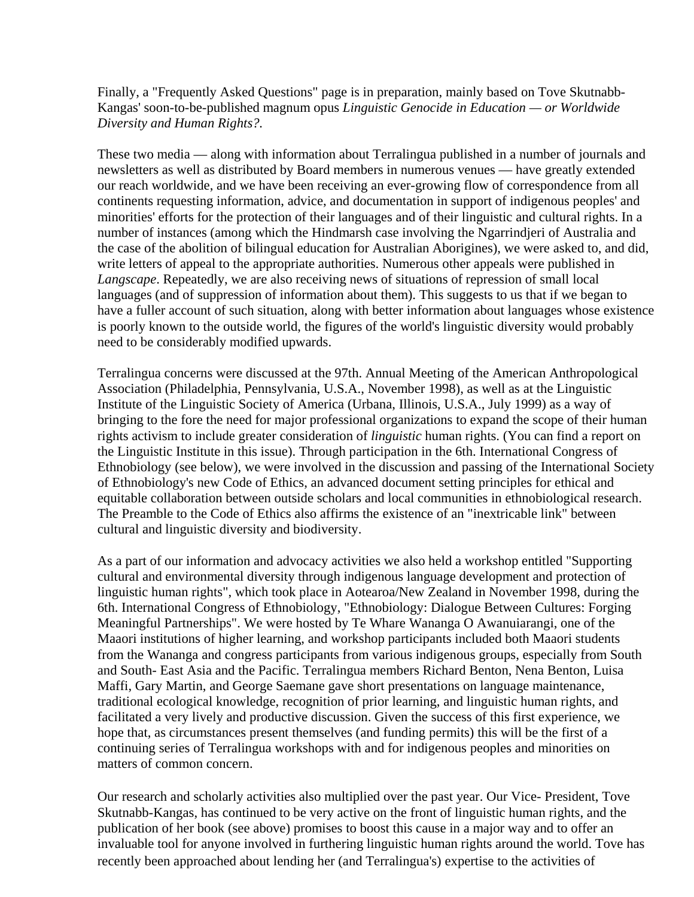Finally, a "Frequently Asked Questions" page is in preparation, mainly based on Tove Skutnabb-Kangas' soon-to-be-published magnum opus *Linguistic Genocide in Education — or Worldwide Diversity and Human Rights?.*

These two media — along with information about Terralingua published in a number of journals and newsletters as well as distributed by Board members in numerous venues — have greatly extended our reach worldwide, and we have been receiving an ever-growing flow of correspondence from all continents requesting information, advice, and documentation in support of indigenous peoples' and minorities' efforts for the protection of their languages and of their linguistic and cultural rights. In a number of instances (among which the Hindmarsh case involving the Ngarrindjeri of Australia and the case of the abolition of bilingual education for Australian Aborigines), we were asked to, and did, write letters of appeal to the appropriate authorities. Numerous other appeals were published in *Langscape*. Repeatedly, we are also receiving news of situations of repression of small local languages (and of suppression of information about them). This suggests to us that if we began to have a fuller account of such situation, along with better information about languages whose existence is poorly known to the outside world, the figures of the world's linguistic diversity would probably need to be considerably modified upwards.

Terralingua concerns were discussed at the 97th. Annual Meeting of the American Anthropological Association (Philadelphia, Pennsylvania, U.S.A., November 1998), as well as at the Linguistic Institute of the Linguistic Society of America (Urbana, Illinois, U.S.A., July 1999) as a way of bringing to the fore the need for major professional organizations to expand the scope of their human rights activism to include greater consideration of *linguistic* human rights. (You can find a report on the Linguistic Institute in this issue). Through participation in the 6th. International Congress of Ethnobiology (see below), we were involved in the discussion and passing of the International Society of Ethnobiology's new Code of Ethics, an advanced document setting principles for ethical and equitable collaboration between outside scholars and local communities in ethnobiological research. The Preamble to the Code of Ethics also affirms the existence of an "inextricable link" between cultural and linguistic diversity and biodiversity.

As a part of our information and advocacy activities we also held a workshop entitled "Supporting cultural and environmental diversity through indigenous language development and protection of linguistic human rights", which took place in Aotearoa/New Zealand in November 1998, during the 6th. International Congress of Ethnobiology, "Ethnobiology: Dialogue Between Cultures: Forging Meaningful Partnerships". We were hosted by Te Whare Wananga O Awanuiarangi, one of the Maaori institutions of higher learning, and workshop participants included both Maaori students from the Wananga and congress participants from various indigenous groups, especially from South and South- East Asia and the Pacific. Terralingua members Richard Benton, Nena Benton, Luisa Maffi, Gary Martin, and George Saemane gave short presentations on language maintenance, traditional ecological knowledge, recognition of prior learning, and linguistic human rights, and facilitated a very lively and productive discussion. Given the success of this first experience, we hope that, as circumstances present themselves (and funding permits) this will be the first of a continuing series of Terralingua workshops with and for indigenous peoples and minorities on matters of common concern.

Our research and scholarly activities also multiplied over the past year. Our Vice- President, Tove Skutnabb-Kangas, has continued to be very active on the front of linguistic human rights, and the publication of her book (see above) promises to boost this cause in a major way and to offer an invaluable tool for anyone involved in furthering linguistic human rights around the world. Tove has recently been approached about lending her (and Terralingua's) expertise to the activities of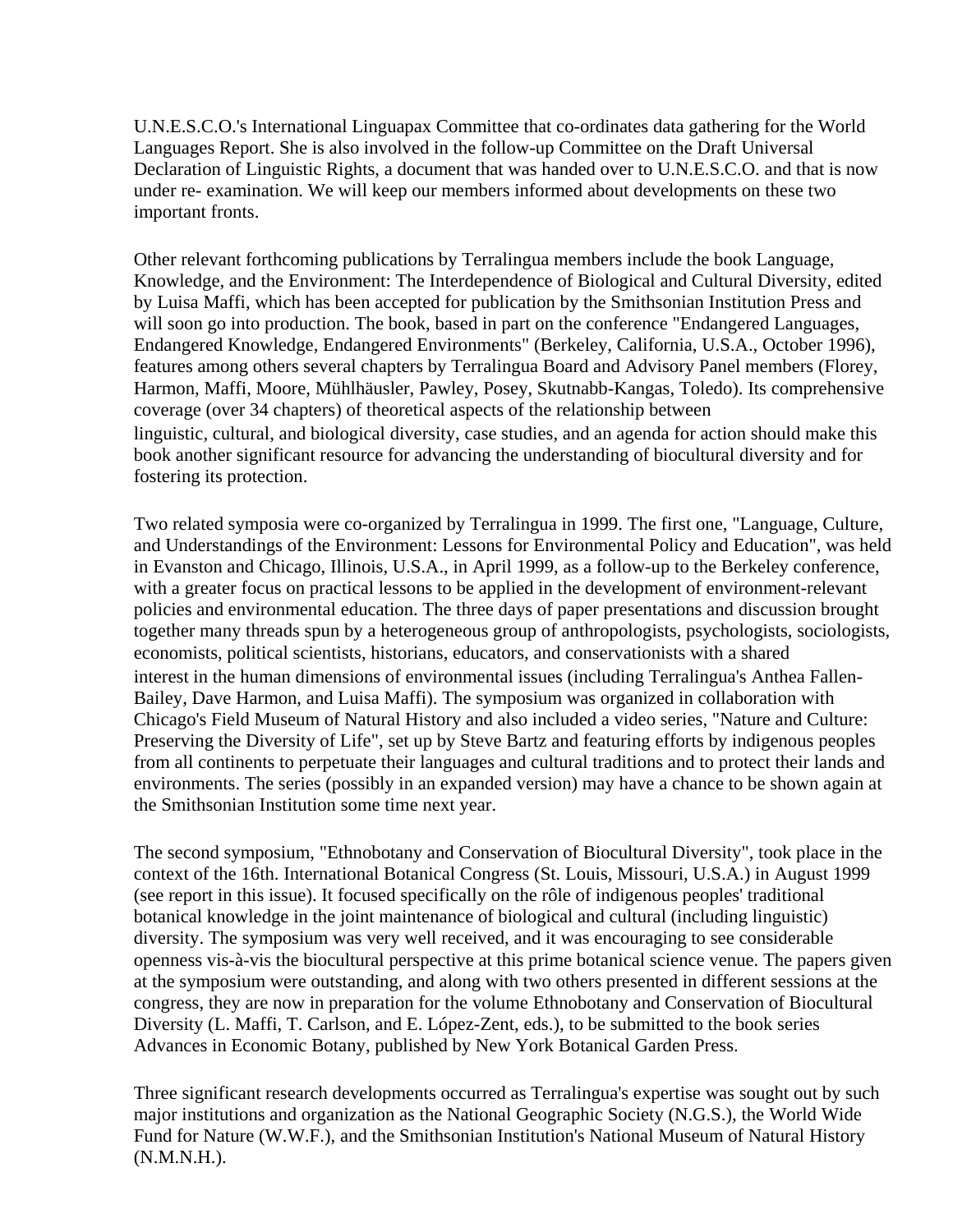U.N.E.S.C.O.'s International Linguapax Committee that co-ordinates data gathering for the World Languages Report. She is also involved in the follow-up Committee on the Draft Universal Declaration of Linguistic Rights, a document that was handed over to U.N.E.S.C.O. and that is now under re- examination. We will keep our members informed about developments on these two important fronts.

Other relevant forthcoming publications by Terralingua members include the book Language, Knowledge, and the Environment: The Interdependence of Biological and Cultural Diversity, edited by Luisa Maffi, which has been accepted for publication by the Smithsonian Institution Press and will soon go into production. The book, based in part on the conference "Endangered Languages, Endangered Knowledge, Endangered Environments" (Berkeley, California, U.S.A., October 1996), features among others several chapters by Terralingua Board and Advisory Panel members (Florey, Harmon, Maffi, Moore, Mühlhäusler, Pawley, Posey, Skutnabb-Kangas, Toledo). Its comprehensive coverage (over 34 chapters) of theoretical aspects of the relationship between linguistic, cultural, and biological diversity, case studies, and an agenda for action should make this book another significant resource for advancing the understanding of biocultural diversity and for fostering its protection.

Two related symposia were co-organized by Terralingua in 1999. The first one, "Language, Culture, and Understandings of the Environment: Lessons for Environmental Policy and Education", was held in Evanston and Chicago, Illinois, U.S.A., in April 1999, as a follow-up to the Berkeley conference, with a greater focus on practical lessons to be applied in the development of environment-relevant policies and environmental education. The three days of paper presentations and discussion brought together many threads spun by a heterogeneous group of anthropologists, psychologists, sociologists, economists, political scientists, historians, educators, and conservationists with a shared interest in the human dimensions of environmental issues (including Terralingua's Anthea Fallen-Bailey, Dave Harmon, and Luisa Maffi). The symposium was organized in collaboration with Chicago's Field Museum of Natural History and also included a video series, "Nature and Culture: Preserving the Diversity of Life", set up by Steve Bartz and featuring efforts by indigenous peoples from all continents to perpetuate their languages and cultural traditions and to protect their lands and environments. The series (possibly in an expanded version) may have a chance to be shown again at the Smithsonian Institution some time next year.

The second symposium, "Ethnobotany and Conservation of Biocultural Diversity", took place in the context of the 16th. International Botanical Congress (St. Louis, Missouri, U.S.A.) in August 1999 (see report in this issue). It focused specifically on the rôle of indigenous peoples' traditional botanical knowledge in the joint maintenance of biological and cultural (including linguistic) diversity. The symposium was very well received, and it was encouraging to see considerable openness vis-à-vis the biocultural perspective at this prime botanical science venue. The papers given at the symposium were outstanding, and along with two others presented in different sessions at the congress, they are now in preparation for the volume Ethnobotany and Conservation of Biocultural Diversity (L. Maffi, T. Carlson, and E. López-Zent, eds.), to be submitted to the book series Advances in Economic Botany, published by New York Botanical Garden Press.

Three significant research developments occurred as Terralingua's expertise was sought out by such major institutions and organization as the National Geographic Society (N.G.S.), the World Wide Fund for Nature (W.W.F.), and the Smithsonian Institution's National Museum of Natural History (N.M.N.H.).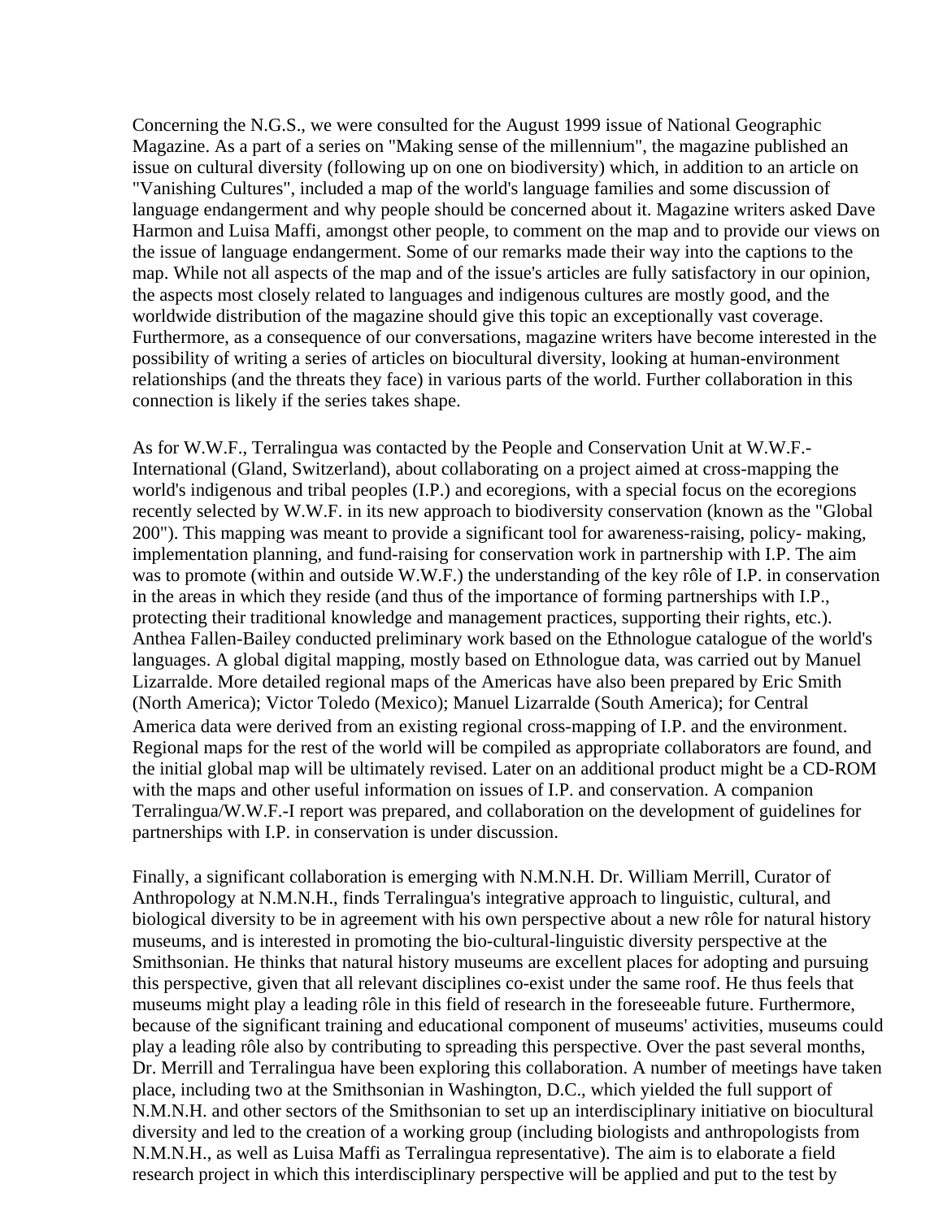Concerning the N.G.S., we were consulted for the August 1999 issue of National Geographic Magazine. As a part of a series on "Making sense of the millennium", the magazine published an issue on cultural diversity (following up on one on biodiversity) which, in addition to an article on "Vanishing Cultures", included a map of the world's language families and some discussion of language endangerment and why people should be concerned about it. Magazine writers asked Dave Harmon and Luisa Maffi, amongst other people, to comment on the map and to provide our views on the issue of language endangerment. Some of our remarks made their way into the captions to the map. While not all aspects of the map and of the issue's articles are fully satisfactory in our opinion, the aspects most closely related to languages and indigenous cultures are mostly good, and the worldwide distribution of the magazine should give this topic an exceptionally vast coverage. Furthermore, as a consequence of our conversations, magazine writers have become interested in the possibility of writing a series of articles on biocultural diversity, looking at human-environment relationships (and the threats they face) in various parts of the world. Further collaboration in this connection is likely if the series takes shape.

As for W.W.F., Terralingua was contacted by the People and Conservation Unit at W.W.F.-International (Gland, Switzerland), about collaborating on a project aimed at cross-mapping the world's indigenous and tribal peoples (I.P.) and ecoregions, with a special focus on the ecoregions recently selected by W.W.F. in its new approach to biodiversity conservation (known as the "Global 200"). This mapping was meant to provide a significant tool for awareness-raising, policy- making, implementation planning, and fund-raising for conservation work in partnership with I.P. The aim was to promote (within and outside W.W.F.) the understanding of the key rôle of I.P. in conservation in the areas in which they reside (and thus of the importance of forming partnerships with I.P., protecting their traditional knowledge and management practices, supporting their rights, etc.). Anthea Fallen-Bailey conducted preliminary work based on the Ethnologue catalogue of the world's languages. A global digital mapping, mostly based on Ethnologue data, was carried out by Manuel Lizarralde. More detailed regional maps of the Americas have also been prepared by Eric Smith (North America); Victor Toledo (Mexico); Manuel Lizarralde (South America); for Central America data were derived from an existing regional cross-mapping of I.P. and the environment. Regional maps for the rest of the world will be compiled as appropriate collaborators are found, and the initial global map will be ultimately revised. Later on an additional product might be a CD-ROM with the maps and other useful information on issues of I.P. and conservation. A companion Terralingua/W.W.F.-I report was prepared, and collaboration on the development of guidelines for partnerships with I.P. in conservation is under discussion.

Finally, a significant collaboration is emerging with N.M.N.H. Dr. William Merrill, Curator of Anthropology at N.M.N.H., finds Terralingua's integrative approach to linguistic, cultural, and biological diversity to be in agreement with his own perspective about a new rôle for natural history museums, and is interested in promoting the bio-cultural-linguistic diversity perspective at the Smithsonian. He thinks that natural history museums are excellent places for adopting and pursuing this perspective, given that all relevant disciplines co-exist under the same roof. He thus feels that museums might play a leading rôle in this field of research in the foreseeable future. Furthermore, because of the significant training and educational component of museums' activities, museums could play a leading rôle also by contributing to spreading this perspective. Over the past several months, Dr. Merrill and Terralingua have been exploring this collaboration. A number of meetings have taken place, including two at the Smithsonian in Washington, D.C., which yielded the full support of N.M.N.H. and other sectors of the Smithsonian to set up an interdisciplinary initiative on biocultural diversity and led to the creation of a working group (including biologists and anthropologists from N.M.N.H., as well as Luisa Maffi as Terralingua representative). The aim is to elaborate a field research project in which this interdisciplinary perspective will be applied and put to the test by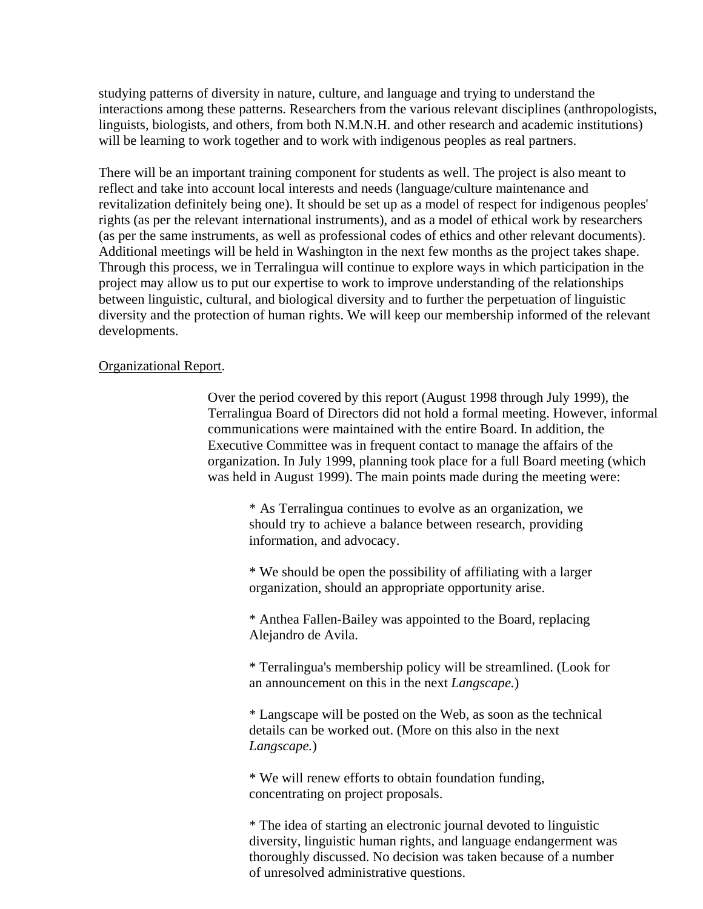studying patterns of diversity in nature, culture, and language and trying to understand the interactions among these patterns. Researchers from the various relevant disciplines (anthropologists, linguists, biologists, and others, from both N.M.N.H. and other research and academic institutions) will be learning to work together and to work with indigenous peoples as real partners.

There will be an important training component for students as well. The project is also meant to reflect and take into account local interests and needs (language/culture maintenance and revitalization definitely being one). It should be set up as a model of respect for indigenous peoples' rights (as per the relevant international instruments), and as a model of ethical work by researchers (as per the same instruments, as well as professional codes of ethics and other relevant documents). Additional meetings will be held in Washington in the next few months as the project takes shape. Through this process, we in Terralingua will continue to explore ways in which participation in the project may allow us to put our expertise to work to improve understanding of the relationships between linguistic, cultural, and biological diversity and to further the perpetuation of linguistic diversity and the protection of human rights. We will keep our membership informed of the relevant developments.

<u>Organizational Report</u>.

Over the period covered by this report (August 1998 through July 1999), the Terralingua Board of Directors did not hold a formal meeting. However, informal communications were maintained with the entire Board. In addition, the Executive Committee was in frequent contact to manage the affairs of the organization. In July 1999, planning took place for a full Board meeting (which was held in August 1999). The main points made during the meeting were:

* As Terralingua continues to evolve as an organization, we should try to achieve a balance between research, providing information, and advocacy.

* We should be open the possibility of affiliating with a larger organization, should an appropriate opportunity arise.

* Anthea Fallen-Bailey was appointed to the Board, replacing Alejandro de Avila.

* Terralingua's membership policy will be streamlined. (Look for an announcement on this in the next *Langscape.*)

* Langscape will be posted on the Web, as soon as the technical details can be worked out. (More on this also in the next *Langscape.*)

* We will renew efforts to obtain foundation funding, concentrating on project proposals.

* The idea of starting an electronic journal devoted to linguistic diversity, linguistic human rights, and language endangerment was thoroughly discussed. No decision was taken because of a number of unresolved administrative questions.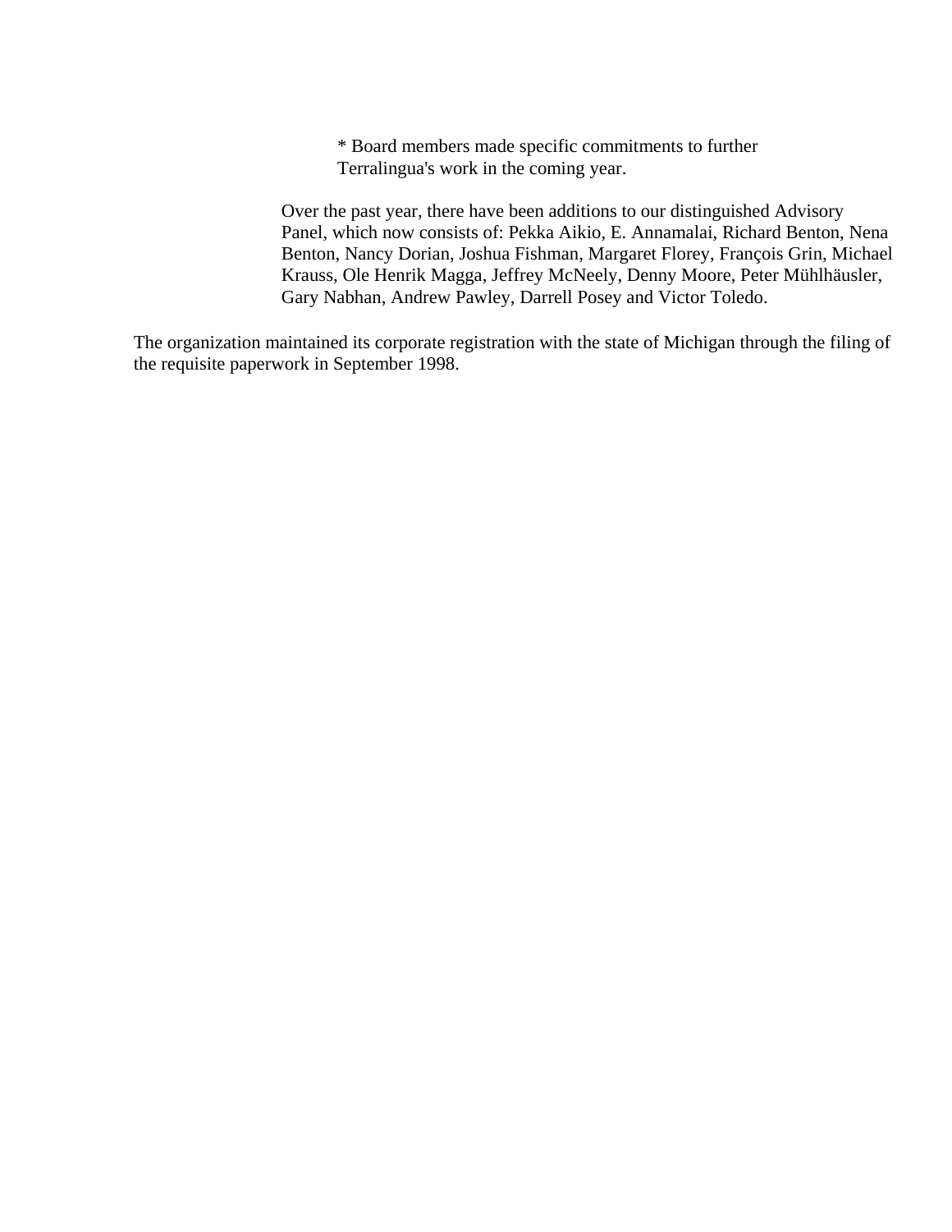* Board members made specific commitments to further Terralingua's work in the coming year.

Over the past year, there have been additions to our distinguished Advisory Panel, which now consists of: Pekka Aikio, E. Annamalai, Richard Benton, Nena Benton, Nancy Dorian, Joshua Fishman, Margaret Florey, François Grin, Michael Krauss, Ole Henrik Magga, Jeffrey McNeely, Denny Moore, Peter Mühlhäusler, Gary Nabhan, Andrew Pawley, Darrell Posey and Victor Toledo.

The organization maintained its corporate registration with the state of Michigan through the filing of the requisite paperwork in September 1998.